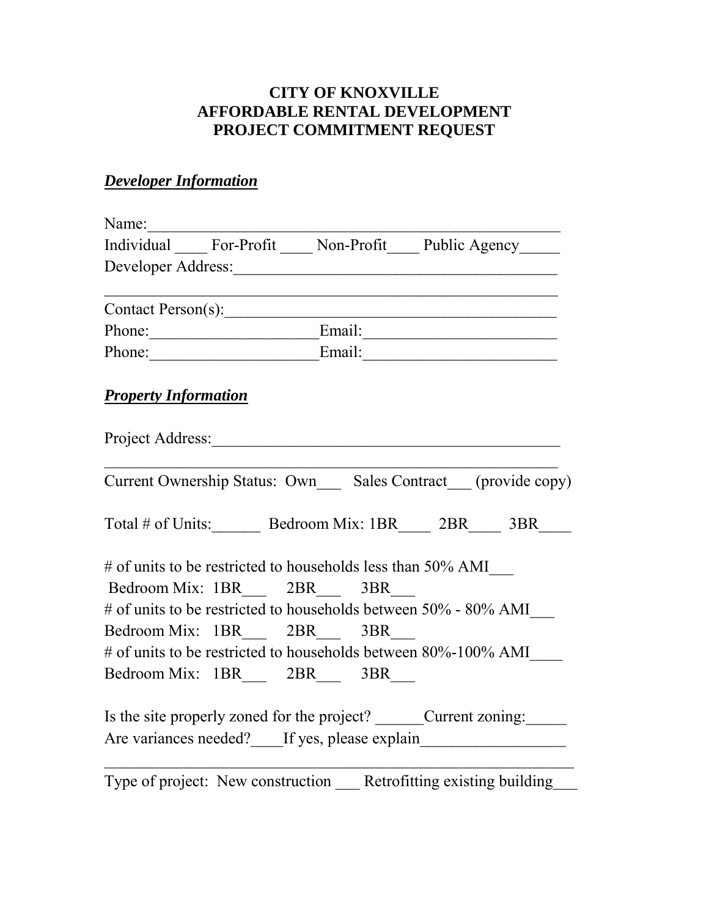# CITY OF KNOXVILLE
# AFFORDABLE RENTAL DEVELOPMENT
# PROJECT COMMITMENT REQUEST

***Developer Information***

Name:________________________________________________

Individual ____ For-Profit ____ Non-Profit____ Public Agency_____

Developer Address:______________________________________

________________________________________________________

Contact Person(s):_______________________________________

Phone:____________________Email:_______________________

Phone:____________________Email:_______________________

***Property Information***

Project Address:_________________________________________

________________________________________________________

Current Ownership Status: Own___ Sales Contract___ (provide copy)

Total # of Units:______ Bedroom Mix: 1BR____ 2BR____ 3BR____

# of units to be restricted to households less than 50% AMI___

Bedroom Mix: 1BR___ 2BR___ 3BR___

# of units to be restricted to households between 50% - 80% AMI___

Bedroom Mix: 1BR___ 2BR___ 3BR___

# of units to be restricted to households between 80%-100% AMI____

Bedroom Mix: 1BR___ 2BR___ 3BR___

Is the site properly zoned for the project? ______Current zoning:_____

Are variances needed?____If yes, please explain_________________

__________________________________________________________

Type of project: New construction ___ Retrofitting existing building___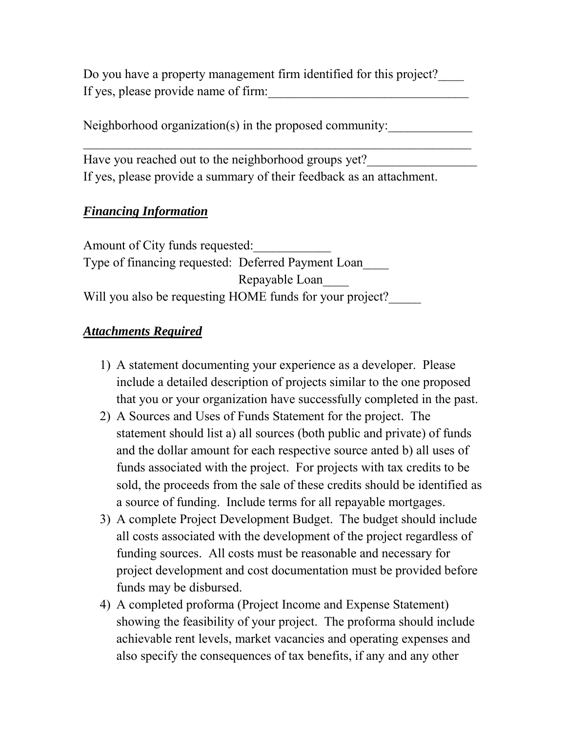Do you have a property management firm identified for this project?____
If yes, please provide name of firm:_______________________________

Neighborhood organization(s) in the proposed community:_____________
_______________________________________________________________

Have you reached out to the neighborhood groups yet?_________________
If yes, please provide a summary of their feedback as an attachment.

## ***Financing Information***

Amount of City funds requested:____________
Type of financing requested: Deferred Payment Loan____
Repayable Loan____
Will you also be requesting HOME funds for your project?_____

## ***Attachments Required***

1) A statement documenting your experience as a developer. Please include a detailed description of projects similar to the one proposed that you or your organization have successfully completed in the past.
2) A Sources and Uses of Funds Statement for the project. The statement should list a) all sources (both public and private) of funds and the dollar amount for each respective source anted b) all uses of funds associated with the project. For projects with tax credits to be sold, the proceeds from the sale of these credits should be identified as a source of funding. Include terms for all repayable mortgages.
3) A complete Project Development Budget. The budget should include all costs associated with the development of the project regardless of funding sources. All costs must be reasonable and necessary for project development and cost documentation must be provided before funds may be disbursed.
4) A completed proforma (Project Income and Expense Statement) showing the feasibility of your project. The proforma should include achievable rent levels, market vacancies and operating expenses and also specify the consequences of tax benefits, if any and any other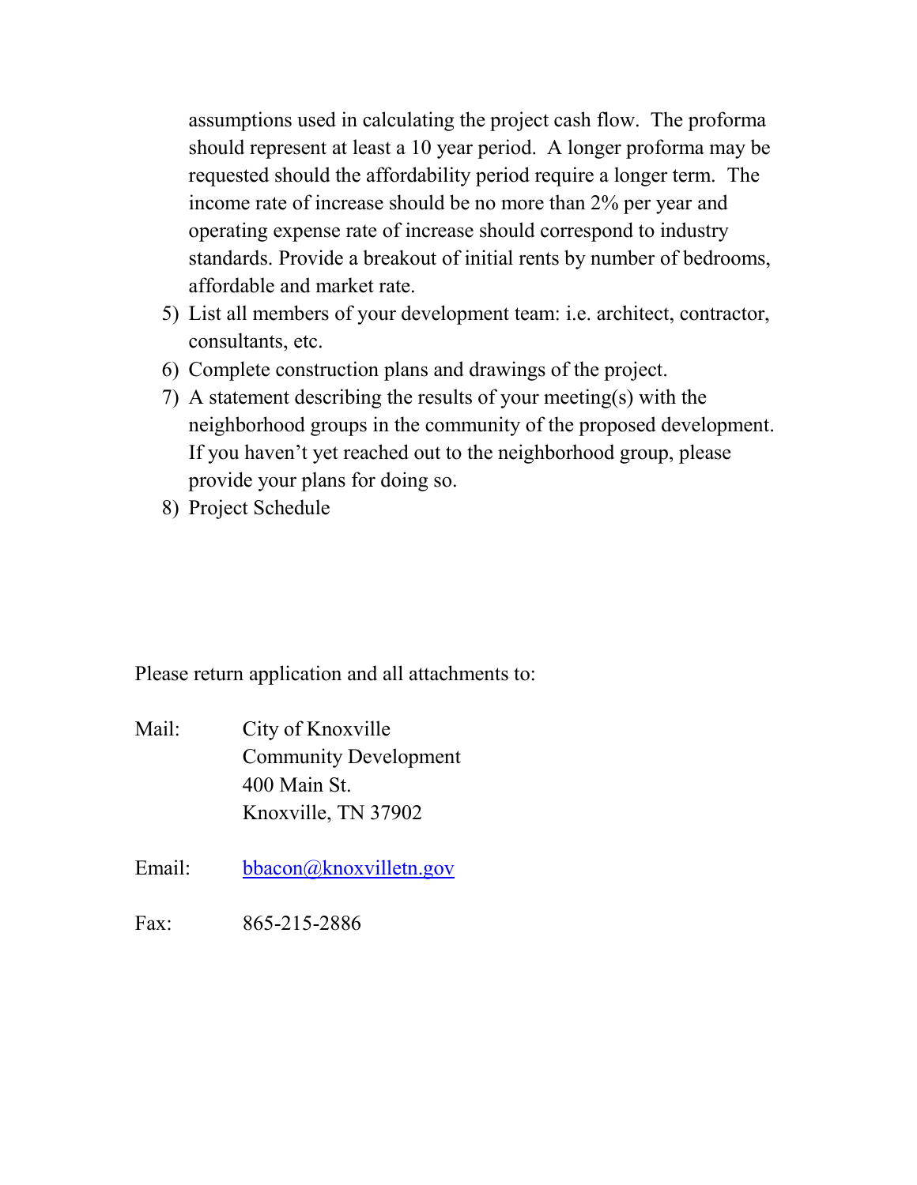assumptions used in calculating the project cash flow. The proforma should represent at least a 10 year period. A longer proforma may be requested should the affordability period require a longer term. The income rate of increase should be no more than 2% per year and operating expense rate of increase should correspond to industry standards. Provide a breakout of initial rents by number of bedrooms, affordable and market rate.

5) List all members of your development team: i.e. architect, contractor, consultants, etc.
6) Complete construction plans and drawings of the project.
7) A statement describing the results of your meeting(s) with the neighborhood groups in the community of the proposed development. If you haven't yet reached out to the neighborhood group, please provide your plans for doing so.
8) Project Schedule

Please return application and all attachments to:

Mail: City of Knoxville
Community Development
400 Main St.
Knoxville, TN 37902

Email: [bbacon@knoxvilletn.gov](mailto:bbacon@knoxvilletn.gov)

Fax: 865-215-2886